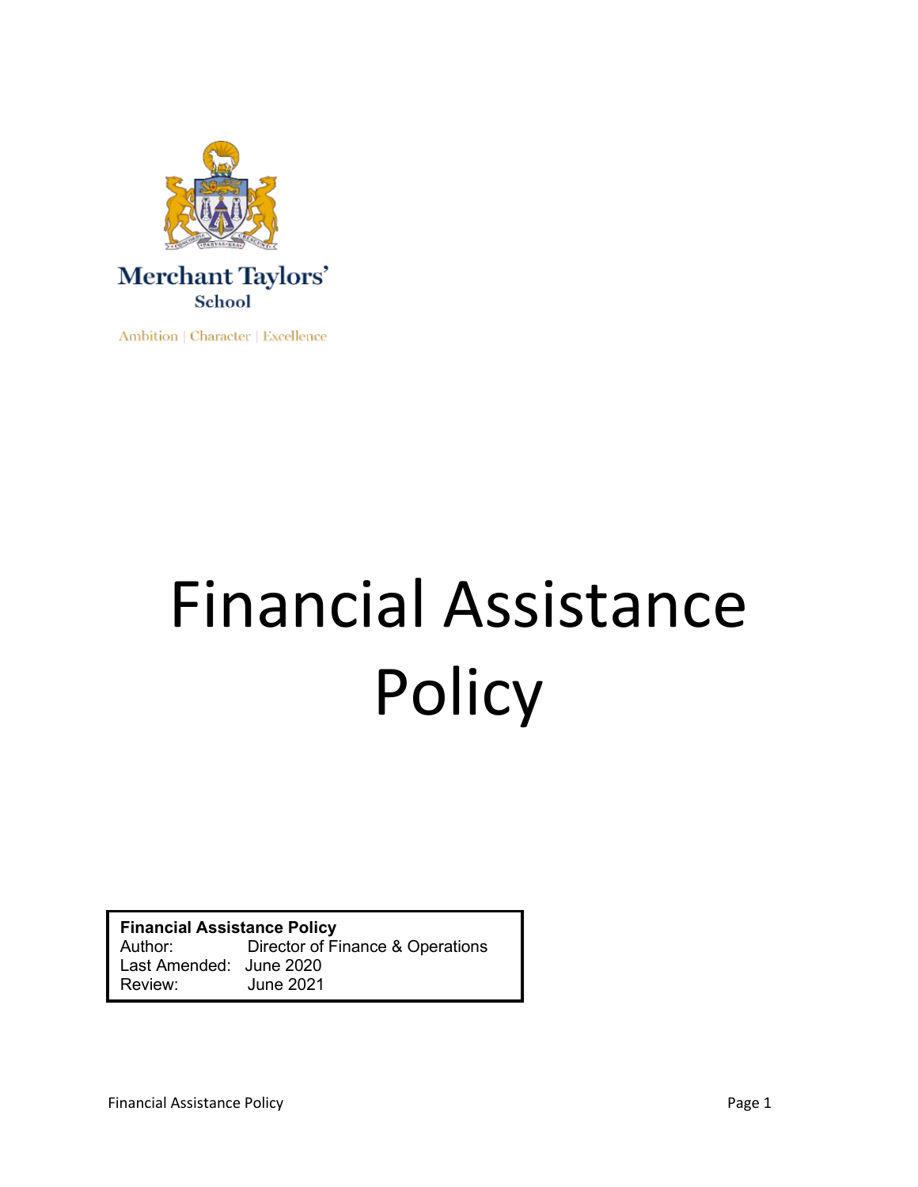Merchant Taylors'
School

Ambition | Character | Excellence

# Financial Assistance Policy

| **Financial Assistance Policy** | |
|---|---|
| Author: | Director of Finance & Operations |
| Last Amended: | June 2020 |
| Review: | June 2021 |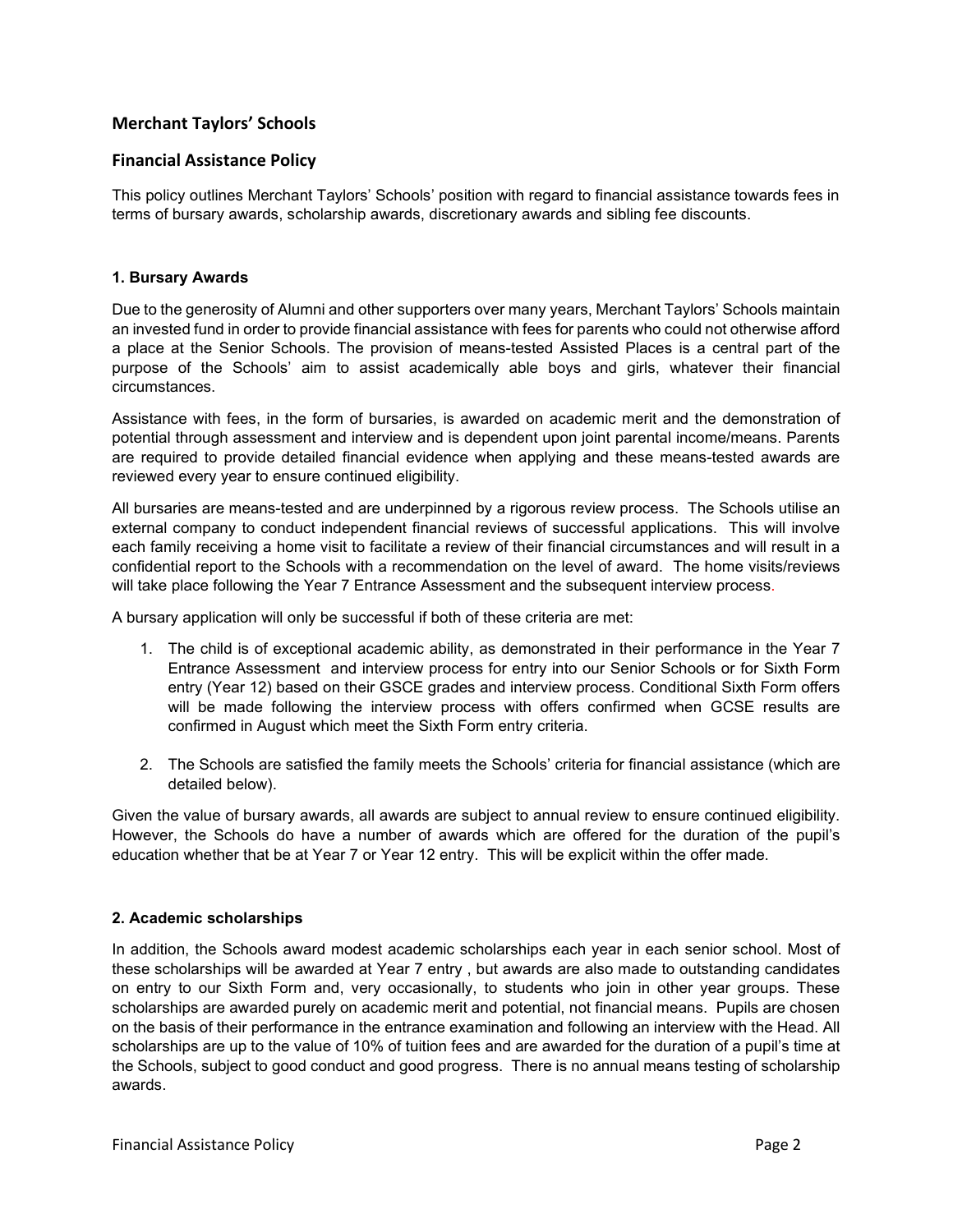## Merchant Taylors' Schools

## Financial Assistance Policy

This policy outlines Merchant Taylors' Schools' position with regard to financial assistance towards fees in terms of bursary awards, scholarship awards, discretionary awards and sibling fee discounts.

### 1. Bursary Awards

Due to the generosity of Alumni and other supporters over many years, Merchant Taylors' Schools maintain an invested fund in order to provide financial assistance with fees for parents who could not otherwise afford a place at the Senior Schools. The provision of means-tested Assisted Places is a central part of the purpose of the Schools' aim to assist academically able boys and girls, whatever their financial circumstances.

Assistance with fees, in the form of bursaries, is awarded on academic merit and the demonstration of potential through assessment and interview and is dependent upon joint parental income/means. Parents are required to provide detailed financial evidence when applying and these means-tested awards are reviewed every year to ensure continued eligibility.

All bursaries are means-tested and are underpinned by a rigorous review process. The Schools utilise an external company to conduct independent financial reviews of successful applications. This will involve each family receiving a home visit to facilitate a review of their financial circumstances and will result in a confidential report to the Schools with a recommendation on the level of award. The home visits/reviews will take place following the Year 7 Entrance Assessment and the subsequent interview process.

A bursary application will only be successful if both of these criteria are met:

1. The child is of exceptional academic ability, as demonstrated in their performance in the Year 7 Entrance Assessment and interview process for entry into our Senior Schools or for Sixth Form entry (Year 12) based on their GSCE grades and interview process. Conditional Sixth Form offers will be made following the interview process with offers confirmed when GCSE results are confirmed in August which meet the Sixth Form entry criteria.
2. The Schools are satisfied the family meets the Schools' criteria for financial assistance (which are detailed below).

Given the value of bursary awards, all awards are subject to annual review to ensure continued eligibility. However, the Schools do have a number of awards which are offered for the duration of the pupil's education whether that be at Year 7 or Year 12 entry. This will be explicit within the offer made.

### 2. Academic scholarships

In addition, the Schools award modest academic scholarships each year in each senior school. Most of these scholarships will be awarded at Year 7 entry , but awards are also made to outstanding candidates on entry to our Sixth Form and, very occasionally, to students who join in other year groups. These scholarships are awarded purely on academic merit and potential, not financial means. Pupils are chosen on the basis of their performance in the entrance examination and following an interview with the Head. All scholarships are up to the value of 10% of tuition fees and are awarded for the duration of a pupil's time at the Schools, subject to good conduct and good progress. There is no annual means testing of scholarship awards.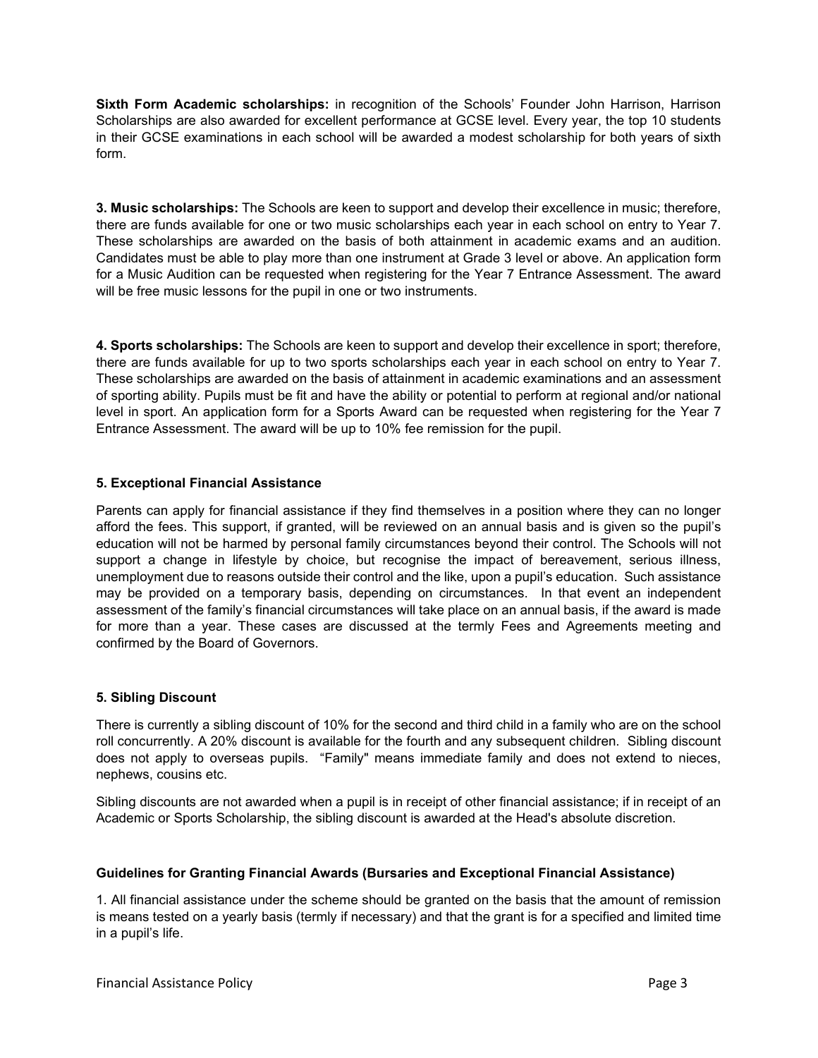**Sixth Form Academic scholarships:** in recognition of the Schools' Founder John Harrison, Harrison Scholarships are also awarded for excellent performance at GCSE level. Every year, the top 10 students in their GCSE examinations in each school will be awarded a modest scholarship for both years of sixth form.

**3. Music scholarships:** The Schools are keen to support and develop their excellence in music; therefore, there are funds available for one or two music scholarships each year in each school on entry to Year 7. These scholarships are awarded on the basis of both attainment in academic exams and an audition. Candidates must be able to play more than one instrument at Grade 3 level or above. An application form for a Music Audition can be requested when registering for the Year 7 Entrance Assessment. The award will be free music lessons for the pupil in one or two instruments.

**4. Sports scholarships:** The Schools are keen to support and develop their excellence in sport; therefore, there are funds available for up to two sports scholarships each year in each school on entry to Year 7. These scholarships are awarded on the basis of attainment in academic examinations and an assessment of sporting ability. Pupils must be fit and have the ability or potential to perform at regional and/or national level in sport. An application form for a Sports Award can be requested when registering for the Year 7 Entrance Assessment. The award will be up to 10% fee remission for the pupil.

**5. Exceptional Financial Assistance**

Parents can apply for financial assistance if they find themselves in a position where they can no longer afford the fees. This support, if granted, will be reviewed on an annual basis and is given so the pupil's education will not be harmed by personal family circumstances beyond their control. The Schools will not support a change in lifestyle by choice, but recognise the impact of bereavement, serious illness, unemployment due to reasons outside their control and the like, upon a pupil's education. Such assistance may be provided on a temporary basis, depending on circumstances. In that event an independent assessment of the family's financial circumstances will take place on an annual basis, if the award is made for more than a year. These cases are discussed at the termly Fees and Agreements meeting and confirmed by the Board of Governors.

**5. Sibling Discount**

There is currently a sibling discount of 10% for the second and third child in a family who are on the school roll concurrently. A 20% discount is available for the fourth and any subsequent children. Sibling discount does not apply to overseas pupils. "Family" means immediate family and does not extend to nieces, nephews, cousins etc.

Sibling discounts are not awarded when a pupil is in receipt of other financial assistance; if in receipt of an Academic or Sports Scholarship, the sibling discount is awarded at the Head's absolute discretion.

**Guidelines for Granting Financial Awards (Bursaries and Exceptional Financial Assistance)**

1. All financial assistance under the scheme should be granted on the basis that the amount of remission is means tested on a yearly basis (termly if necessary) and that the grant is for a specified and limited time in a pupil's life.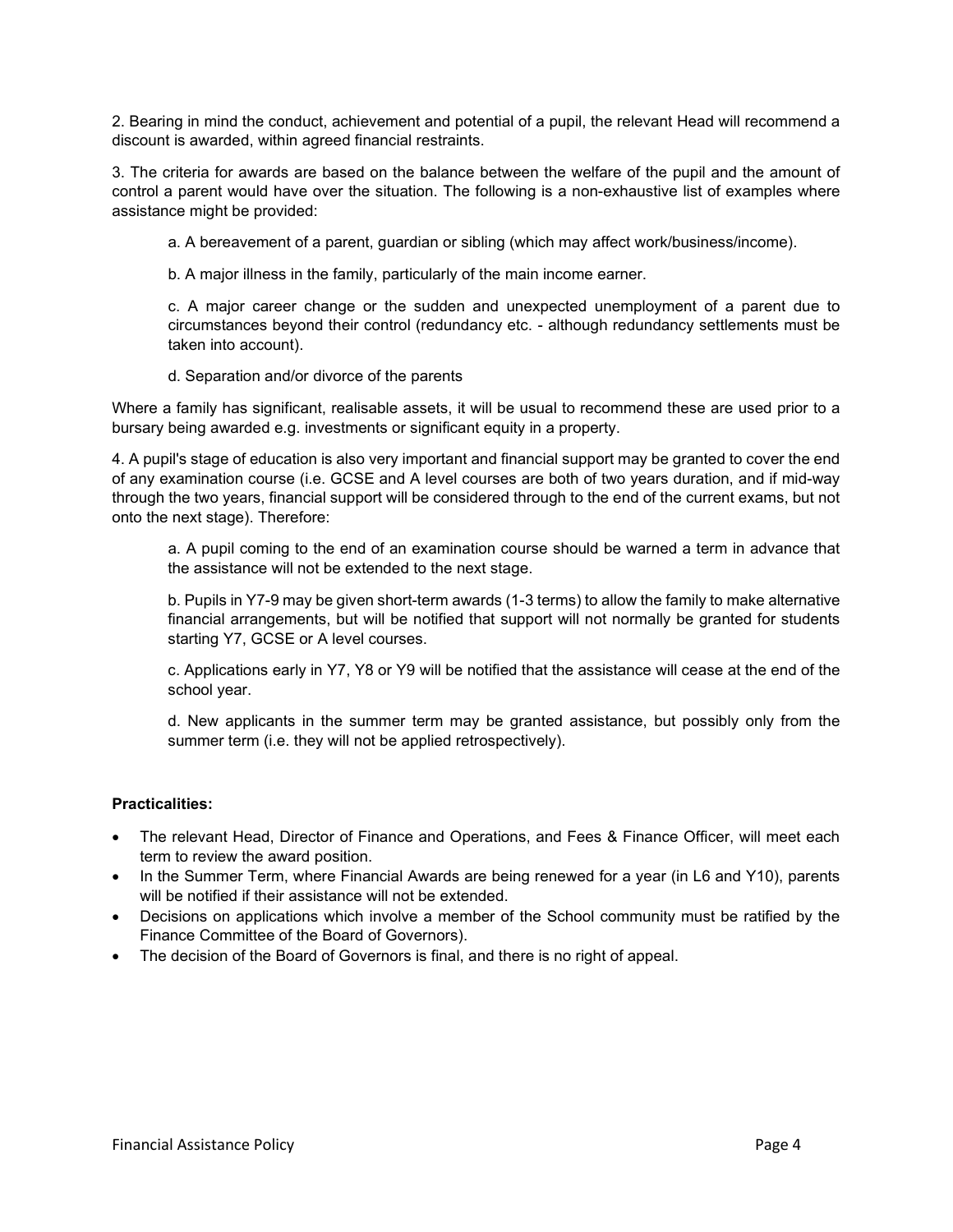2. Bearing in mind the conduct, achievement and potential of a pupil, the relevant Head will recommend a discount is awarded, within agreed financial restraints.

3. The criteria for awards are based on the balance between the welfare of the pupil and the amount of control a parent would have over the situation. The following is a non-exhaustive list of examples where assistance might be provided:

a. A bereavement of a parent, guardian or sibling (which may affect work/business/income).

b. A major illness in the family, particularly of the main income earner.

c. A major career change or the sudden and unexpected unemployment of a parent due to circumstances beyond their control (redundancy etc. - although redundancy settlements must be taken into account).

d. Separation and/or divorce of the parents

Where a family has significant, realisable assets, it will be usual to recommend these are used prior to a bursary being awarded e.g. investments or significant equity in a property.

4. A pupil's stage of education is also very important and financial support may be granted to cover the end of any examination course (i.e. GCSE and A level courses are both of two years duration, and if mid-way through the two years, financial support will be considered through to the end of the current exams, but not onto the next stage). Therefore:

a. A pupil coming to the end of an examination course should be warned a term in advance that the assistance will not be extended to the next stage.

b. Pupils in Y7-9 may be given short-term awards (1-3 terms) to allow the family to make alternative financial arrangements, but will be notified that support will not normally be granted for students starting Y7, GCSE or A level courses.

c. Applications early in Y7, Y8 or Y9 will be notified that the assistance will cease at the end of the school year.

d. New applicants in the summer term may be granted assistance, but possibly only from the summer term (i.e. they will not be applied retrospectively).

**Practicalities:**

- The relevant Head, Director of Finance and Operations, and Fees & Finance Officer, will meet each term to review the award position.
- In the Summer Term, where Financial Awards are being renewed for a year (in L6 and Y10), parents will be notified if their assistance will not be extended.
- Decisions on applications which involve a member of the School community must be ratified by the Finance Committee of the Board of Governors).
- The decision of the Board of Governors is final, and there is no right of appeal.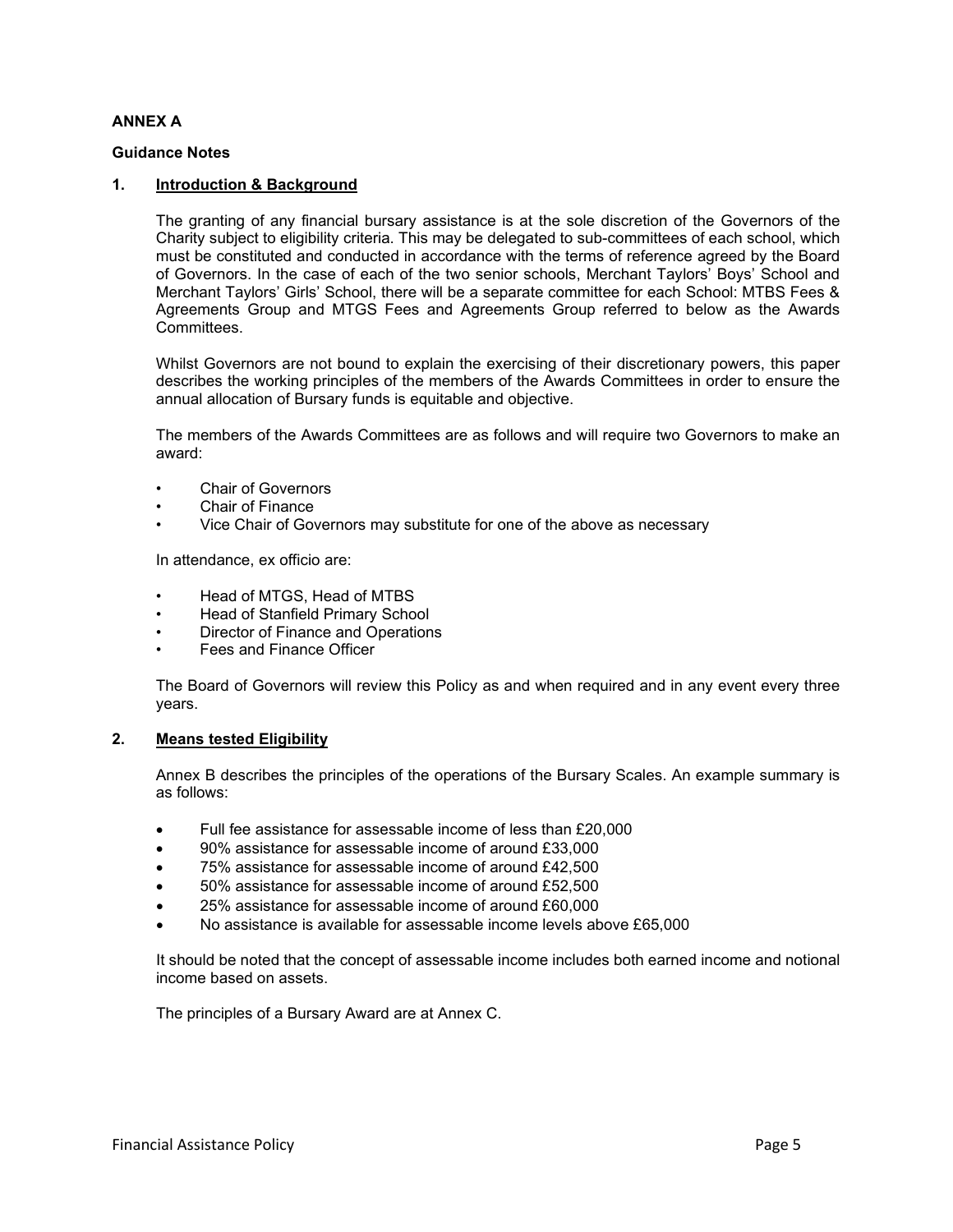## ANNEX A

**Guidance Notes**

### 1. Introduction & Background

The granting of any financial bursary assistance is at the sole discretion of the Governors of the Charity subject to eligibility criteria. This may be delegated to sub-committees of each school, which must be constituted and conducted in accordance with the terms of reference agreed by the Board of Governors. In the case of each of the two senior schools, Merchant Taylors' Boys' School and Merchant Taylors' Girls' School, there will be a separate committee for each School: MTBS Fees & Agreements Group and MTGS Fees and Agreements Group referred to below as the Awards Committees.

Whilst Governors are not bound to explain the exercising of their discretionary powers, this paper describes the working principles of the members of the Awards Committees in order to ensure the annual allocation of Bursary funds is equitable and objective.

The members of the Awards Committees are as follows and will require two Governors to make an award:

- Chair of Governors
- Chair of Finance
- Vice Chair of Governors may substitute for one of the above as necessary

In attendance, ex officio are:

- Head of MTGS, Head of MTBS
- Head of Stanfield Primary School
- Director of Finance and Operations
- Fees and Finance Officer

The Board of Governors will review this Policy as and when required and in any event every three years.

### 2. Means tested Eligibility

Annex B describes the principles of the operations of the Bursary Scales. An example summary is as follows:

- Full fee assistance for assessable income of less than £20,000
- 90% assistance for assessable income of around £33,000
- 75% assistance for assessable income of around £42,500
- 50% assistance for assessable income of around £52,500
- 25% assistance for assessable income of around £60,000
- No assistance is available for assessable income levels above £65,000

It should be noted that the concept of assessable income includes both earned income and notional income based on assets.

The principles of a Bursary Award are at Annex C.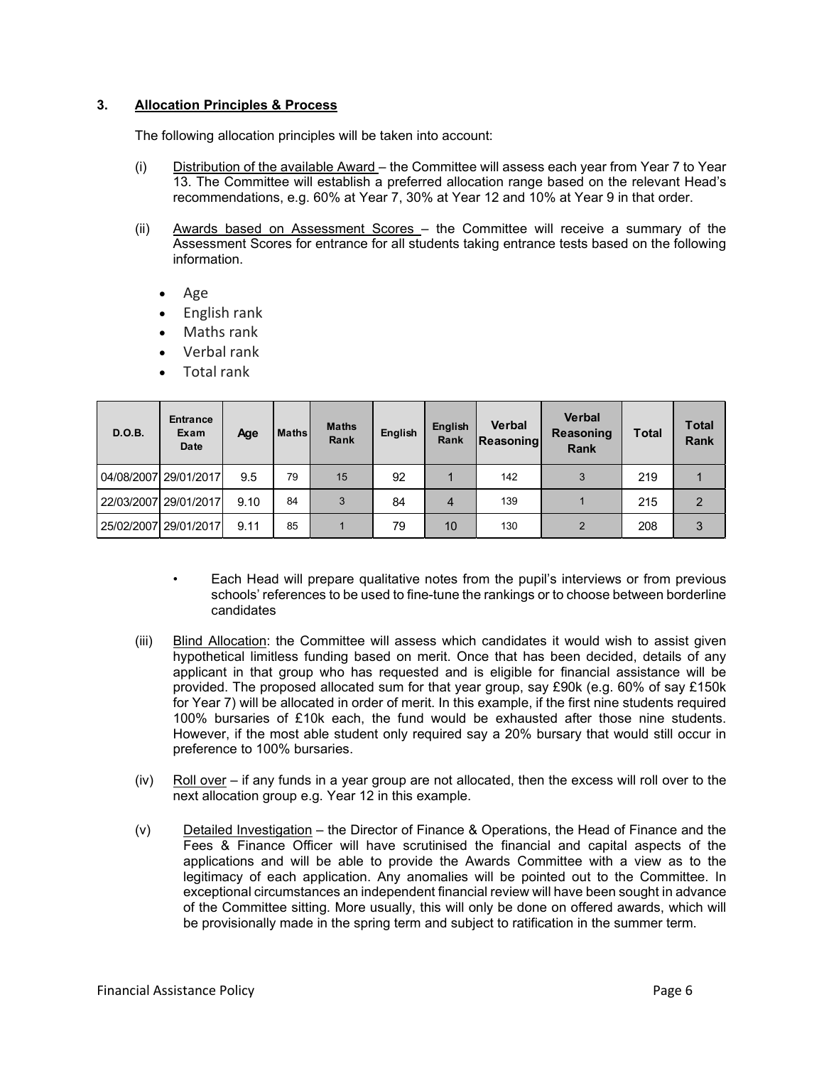### 3. Allocation Principles & Process

The following allocation principles will be taken into account:

(i) Distribution of the available Award – the Committee will assess each year from Year 7 to Year 13. The Committee will establish a preferred allocation range based on the relevant Head's recommendations, e.g. 60% at Year 7, 30% at Year 12 and 10% at Year 9 in that order.

(ii) Awards based on Assessment Scores – the Committee will receive a summary of the Assessment Scores for entrance for all students taking entrance tests based on the following information.

- Age
- English rank
- Maths rank
- Verbal rank
- Total rank

| D.O.B. | Entrance Exam Date | Age | Maths | Maths Rank | English | English Rank | Verbal Reasoning | Verbal Reasoning Rank | Total | Total Rank |
|---|---|---|---|---|---|---|---|---|---|---|
| 04/08/2007 | 29/01/2017 | 9.5 | 79 | 15 | 92 | 1 | 142 | 3 | 219 | 1 |
| 22/03/2007 | 29/01/2017 | 9.10 | 84 | 3 | 84 | 4 | 139 | 1 | 215 | 2 |
| 25/02/2007 | 29/01/2017 | 9.11 | 85 | 1 | 79 | 10 | 130 | 2 | 208 | 3 |

- Each Head will prepare qualitative notes from the pupil's interviews or from previous schools' references to be used to fine-tune the rankings or to choose between borderline candidates

(iii) Blind Allocation: the Committee will assess which candidates it would wish to assist given hypothetical limitless funding based on merit. Once that has been decided, details of any applicant in that group who has requested and is eligible for financial assistance will be provided. The proposed allocated sum for that year group, say £90k (e.g. 60% of say £150k for Year 7) will be allocated in order of merit. In this example, if the first nine students required 100% bursaries of £10k each, the fund would be exhausted after those nine students. However, if the most able student only required say a 20% bursary that would still occur in preference to 100% bursaries.

(iv) Roll over – if any funds in a year group are not allocated, then the excess will roll over to the next allocation group e.g. Year 12 in this example.

(v) Detailed Investigation – the Director of Finance & Operations, the Head of Finance and the Fees & Finance Officer will have scrutinised the financial and capital aspects of the applications and will be able to provide the Awards Committee with a view as to the legitimacy of each application. Any anomalies will be pointed out to the Committee. In exceptional circumstances an independent financial review will have been sought in advance of the Committee sitting. More usually, this will only be done on offered awards, which will be provisionally made in the spring term and subject to ratification in the summer term.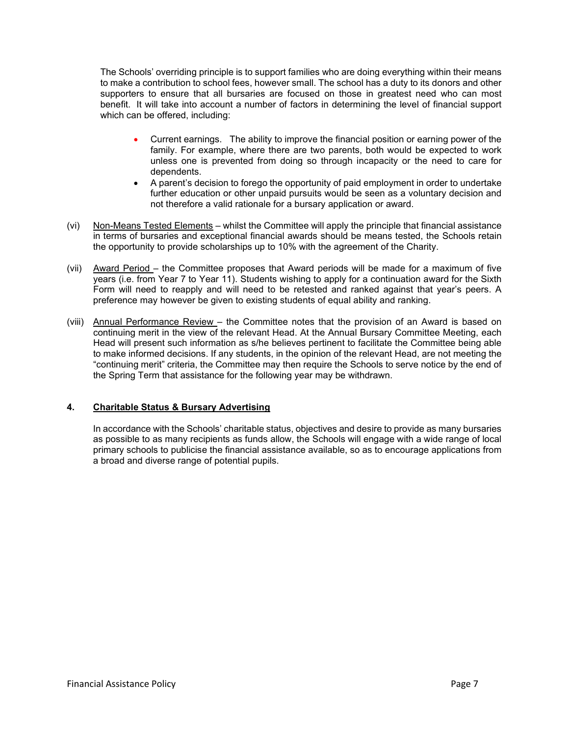The Schools' overriding principle is to support families who are doing everything within their means to make a contribution to school fees, however small. The school has a duty to its donors and other supporters to ensure that all bursaries are focused on those in greatest need who can most benefit. It will take into account a number of factors in determining the level of financial support which can be offered, including:

- Current earnings. The ability to improve the financial position or earning power of the family. For example, where there are two parents, both would be expected to work unless one is prevented from doing so through incapacity or the need to care for dependents.
- A parent's decision to forego the opportunity of paid employment in order to undertake further education or other unpaid pursuits would be seen as a voluntary decision and not therefore a valid rationale for a bursary application or award.

(vi) Non-Means Tested Elements – whilst the Committee will apply the principle that financial assistance in terms of bursaries and exceptional financial awards should be means tested, the Schools retain the opportunity to provide scholarships up to 10% with the agreement of the Charity.

(vii) Award Period – the Committee proposes that Award periods will be made for a maximum of five years (i.e. from Year 7 to Year 11). Students wishing to apply for a continuation award for the Sixth Form will need to reapply and will need to be retested and ranked against that year's peers. A preference may however be given to existing students of equal ability and ranking.

(viii) Annual Performance Review – the Committee notes that the provision of an Award is based on continuing merit in the view of the relevant Head. At the Annual Bursary Committee Meeting, each Head will present such information as s/he believes pertinent to facilitate the Committee being able to make informed decisions. If any students, in the opinion of the relevant Head, are not meeting the "continuing merit" criteria, the Committee may then require the Schools to serve notice by the end of the Spring Term that assistance for the following year may be withdrawn.

## 4. Charitable Status & Bursary Advertising

In accordance with the Schools' charitable status, objectives and desire to provide as many bursaries as possible to as many recipients as funds allow, the Schools will engage with a wide range of local primary schools to publicise the financial assistance available, so as to encourage applications from a broad and diverse range of potential pupils.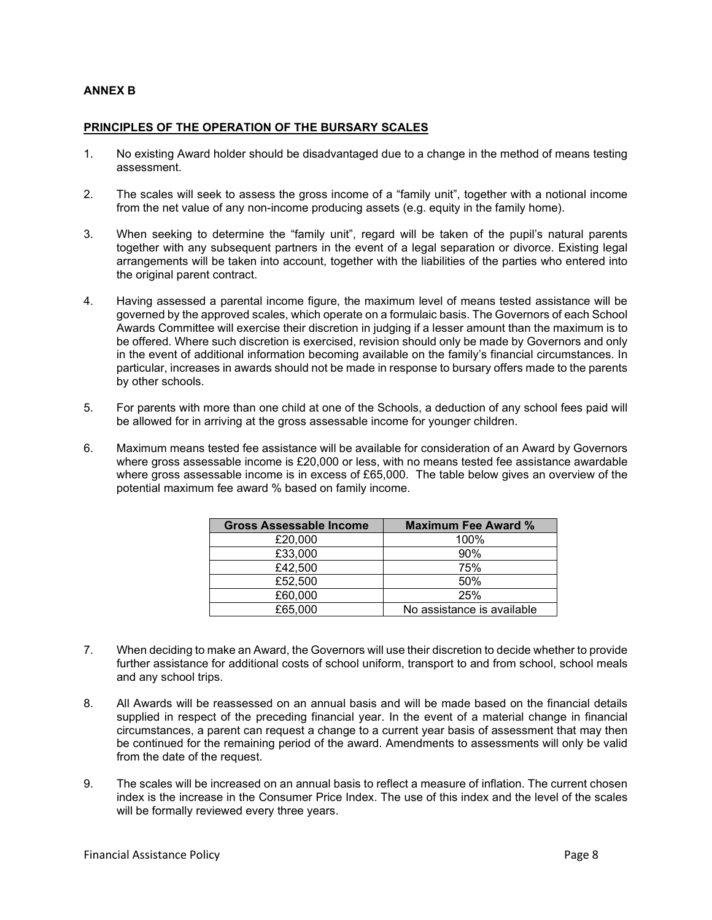**ANNEX B**

## PRINCIPLES OF THE OPERATION OF THE BURSARY SCALES

1. No existing Award holder should be disadvantaged due to a change in the method of means testing assessment.

2. The scales will seek to assess the gross income of a "family unit", together with a notional income from the net value of any non-income producing assets (e.g. equity in the family home).

3. When seeking to determine the "family unit", regard will be taken of the pupil's natural parents together with any subsequent partners in the event of a legal separation or divorce. Existing legal arrangements will be taken into account, together with the liabilities of the parties who entered into the original parent contract.

4. Having assessed a parental income figure, the maximum level of means tested assistance will be governed by the approved scales, which operate on a formulaic basis. The Governors of each School Awards Committee will exercise their discretion in judging if a lesser amount than the maximum is to be offered. Where such discretion is exercised, revision should only be made by Governors and only in the event of additional information becoming available on the family's financial circumstances. In particular, increases in awards should not be made in response to bursary offers made to the parents by other schools.

5. For parents with more than one child at one of the Schools, a deduction of any school fees paid will be allowed for in arriving at the gross assessable income for younger children.

6. Maximum means tested fee assistance will be available for consideration of an Award by Governors where gross assessable income is £20,000 or less, with no means tested fee assistance awardable where gross assessable income is in excess of £65,000. The table below gives an overview of the potential maximum fee award % based on family income.

| Gross Assessable Income | Maximum Fee Award % |
|---|---|
| £20,000 | 100% |
| £33,000 | 90% |
| £42,500 | 75% |
| £52,500 | 50% |
| £60,000 | 25% |
| £65,000 | No assistance is available |

7. When deciding to make an Award, the Governors will use their discretion to decide whether to provide further assistance for additional costs of school uniform, transport to and from school, school meals and any school trips.

8. All Awards will be reassessed on an annual basis and will be made based on the financial details supplied in respect of the preceding financial year. In the event of a material change in financial circumstances, a parent can request a change to a current year basis of assessment that may then be continued for the remaining period of the award. Amendments to assessments will only be valid from the date of the request.

9. The scales will be increased on an annual basis to reflect a measure of inflation. The current chosen index is the increase in the Consumer Price Index. The use of this index and the level of the scales will be formally reviewed every three years.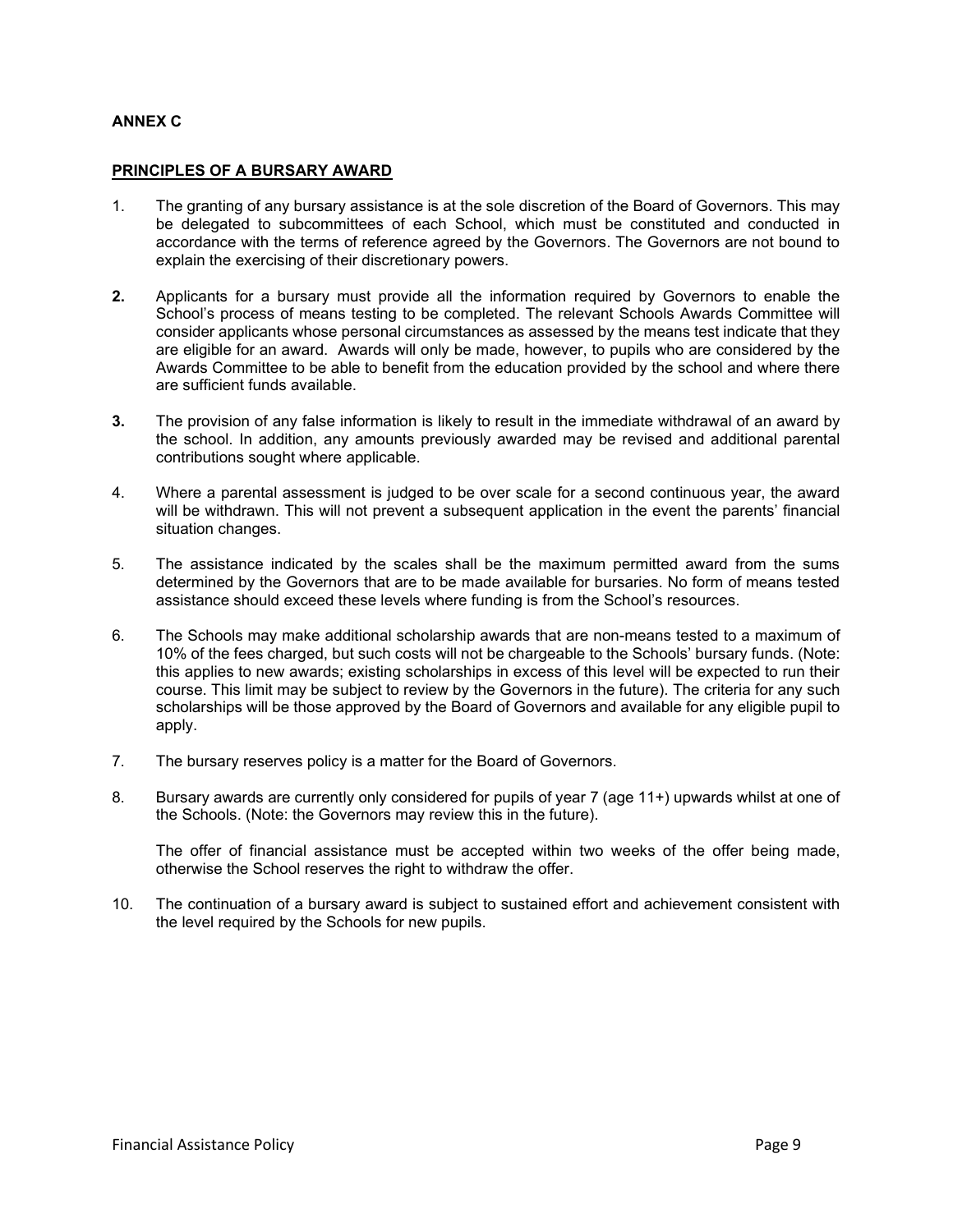**ANNEX C**

**PRINCIPLES OF A BURSARY AWARD**

1. The granting of any bursary assistance is at the sole discretion of the Board of Governors. This may be delegated to subcommittees of each School, which must be constituted and conducted in accordance with the terms of reference agreed by the Governors. The Governors are not bound to explain the exercising of their discretionary powers.

2. Applicants for a bursary must provide all the information required by Governors to enable the School's process of means testing to be completed. The relevant Schools Awards Committee will consider applicants whose personal circumstances as assessed by the means test indicate that they are eligible for an award. Awards will only be made, however, to pupils who are considered by the Awards Committee to be able to benefit from the education provided by the school and where there are sufficient funds available.

3. The provision of any false information is likely to result in the immediate withdrawal of an award by the school. In addition, any amounts previously awarded may be revised and additional parental contributions sought where applicable.

4. Where a parental assessment is judged to be over scale for a second continuous year, the award will be withdrawn. This will not prevent a subsequent application in the event the parents' financial situation changes.

5. The assistance indicated by the scales shall be the maximum permitted award from the sums determined by the Governors that are to be made available for bursaries. No form of means tested assistance should exceed these levels where funding is from the School's resources.

6. The Schools may make additional scholarship awards that are non-means tested to a maximum of 10% of the fees charged, but such costs will not be chargeable to the Schools' bursary funds. (Note: this applies to new awards; existing scholarships in excess of this level will be expected to run their course. This limit may be subject to review by the Governors in the future). The criteria for any such scholarships will be those approved by the Board of Governors and available for any eligible pupil to apply.

7. The bursary reserves policy is a matter for the Board of Governors.

8. Bursary awards are currently only considered for pupils of year 7 (age 11+) upwards whilst at one of the Schools. (Note: the Governors may review this in the future).

   The offer of financial assistance must be accepted within two weeks of the offer being made, otherwise the School reserves the right to withdraw the offer.

10. The continuation of a bursary award is subject to sustained effort and achievement consistent with the level required by the Schools for new pupils.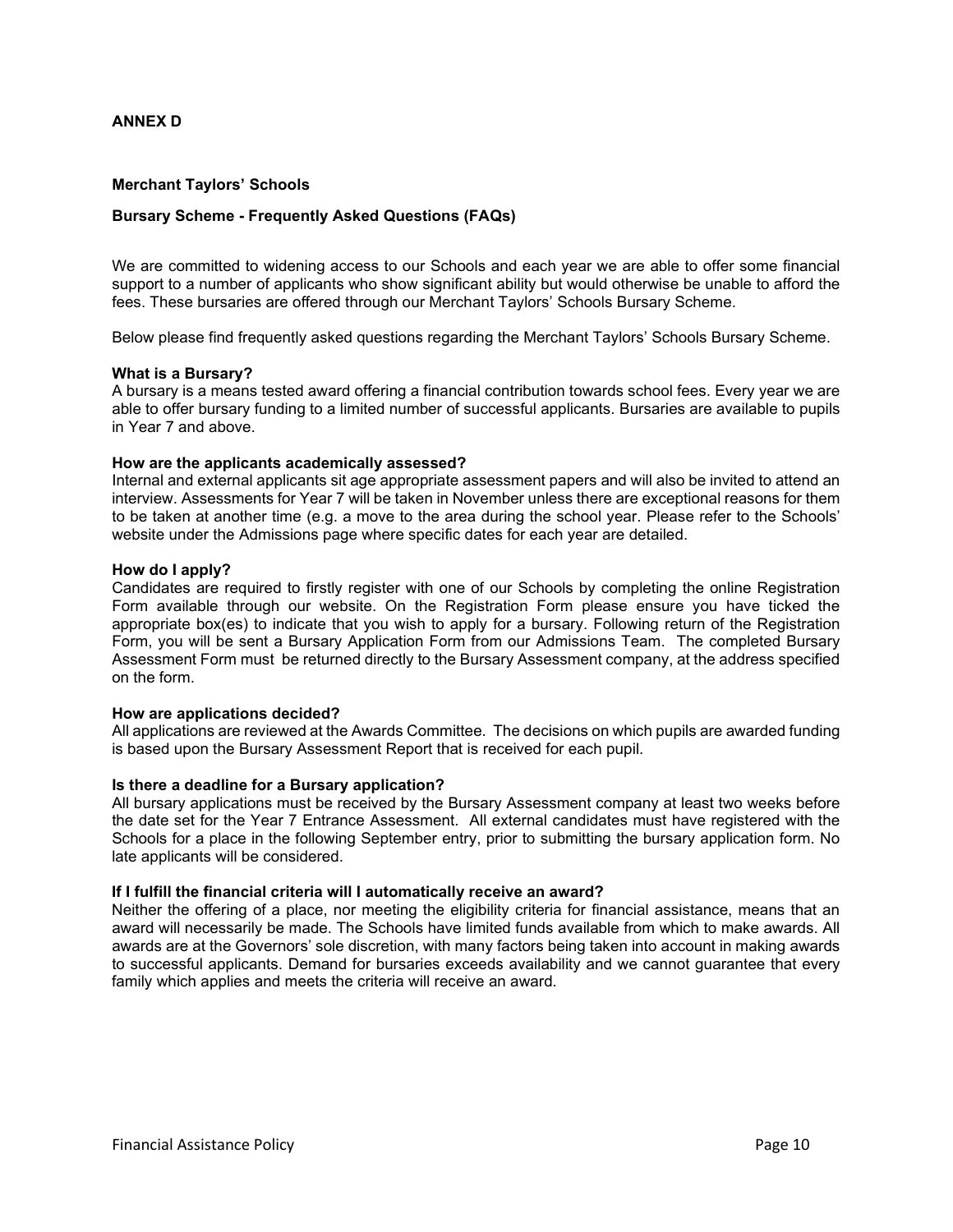**ANNEX D**

**Merchant Taylors' Schools**

**Bursary Scheme - Frequently Asked Questions (FAQs)**

We are committed to widening access to our Schools and each year we are able to offer some financial support to a number of applicants who show significant ability but would otherwise be unable to afford the fees. These bursaries are offered through our Merchant Taylors' Schools Bursary Scheme.

Below please find frequently asked questions regarding the Merchant Taylors' Schools Bursary Scheme.

**What is a Bursary?**
A bursary is a means tested award offering a financial contribution towards school fees. Every year we are able to offer bursary funding to a limited number of successful applicants. Bursaries are available to pupils in Year 7 and above.

**How are the applicants academically assessed?**
Internal and external applicants sit age appropriate assessment papers and will also be invited to attend an interview. Assessments for Year 7 will be taken in November unless there are exceptional reasons for them to be taken at another time (e.g. a move to the area during the school year. Please refer to the Schools' website under the Admissions page where specific dates for each year are detailed.

**How do I apply?**
Candidates are required to firstly register with one of our Schools by completing the online Registration Form available through our website. On the Registration Form please ensure you have ticked the appropriate box(es) to indicate that you wish to apply for a bursary. Following return of the Registration Form, you will be sent a Bursary Application Form from our Admissions Team. The completed Bursary Assessment Form must be returned directly to the Bursary Assessment company, at the address specified on the form.

**How are applications decided?**
All applications are reviewed at the Awards Committee. The decisions on which pupils are awarded funding is based upon the Bursary Assessment Report that is received for each pupil.

**Is there a deadline for a Bursary application?**
All bursary applications must be received by the Bursary Assessment company at least two weeks before the date set for the Year 7 Entrance Assessment. All external candidates must have registered with the Schools for a place in the following September entry, prior to submitting the bursary application form. No late applicants will be considered.

**If I fulfill the financial criteria will I automatically receive an award?**
Neither the offering of a place, nor meeting the eligibility criteria for financial assistance, means that an award will necessarily be made. The Schools have limited funds available from which to make awards. All awards are at the Governors' sole discretion, with many factors being taken into account in making awards to successful applicants. Demand for bursaries exceeds availability and we cannot guarantee that every family which applies and meets the criteria will receive an award.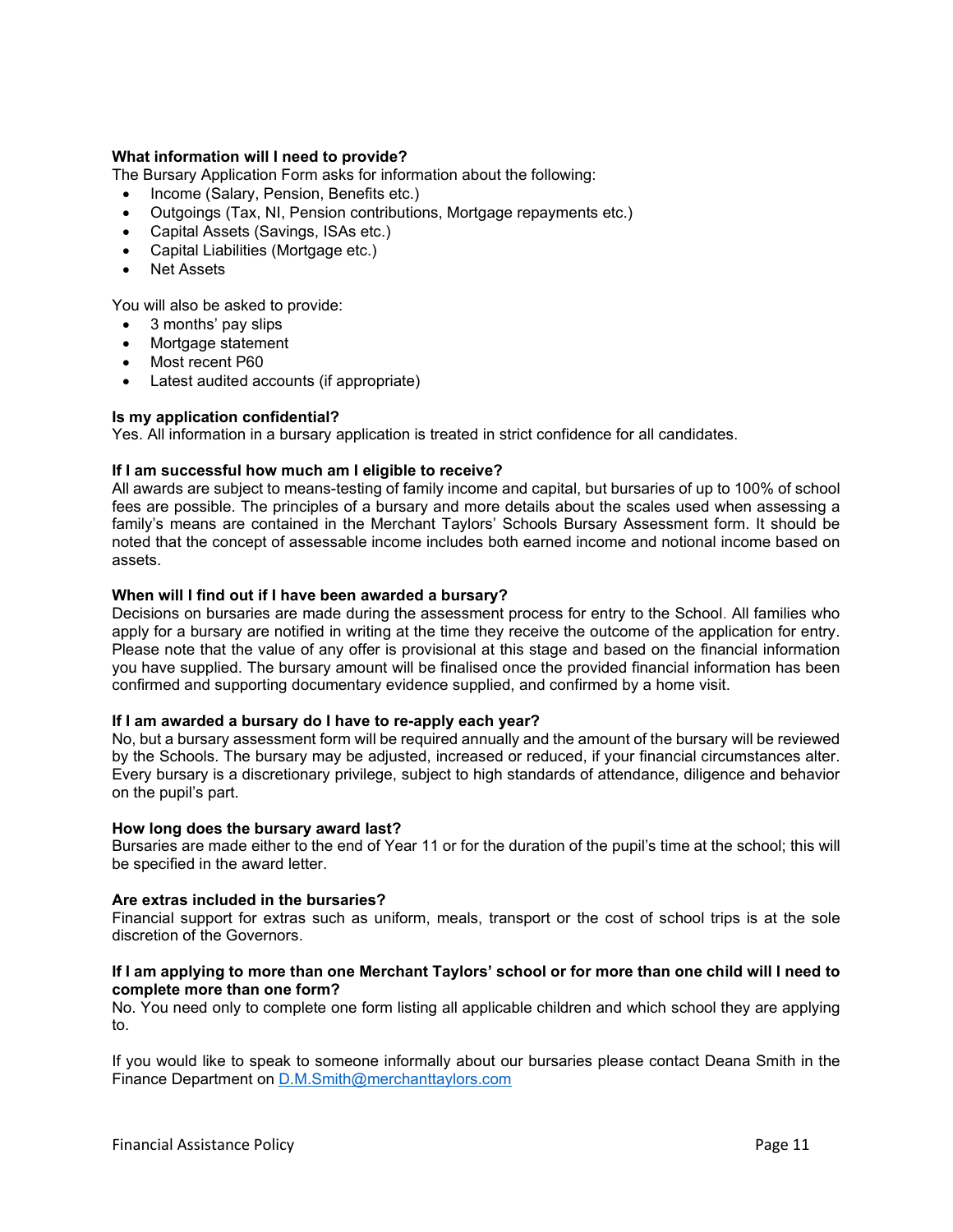**What information will I need to provide?**
The Bursary Application Form asks for information about the following:

- Income (Salary, Pension, Benefits etc.)
- Outgoings (Tax, NI, Pension contributions, Mortgage repayments etc.)
- Capital Assets (Savings, ISAs etc.)
- Capital Liabilities (Mortgage etc.)
- Net Assets

You will also be asked to provide:

- 3 months' pay slips
- Mortgage statement
- Most recent P60
- Latest audited accounts (if appropriate)

**Is my application confidential?**
Yes. All information in a bursary application is treated in strict confidence for all candidates.

**If I am successful how much am I eligible to receive?**
All awards are subject to means-testing of family income and capital, but bursaries of up to 100% of school fees are possible. The principles of a bursary and more details about the scales used when assessing a family's means are contained in the Merchant Taylors' Schools Bursary Assessment form. It should be noted that the concept of assessable income includes both earned income and notional income based on assets.

**When will I find out if I have been awarded a bursary?**
Decisions on bursaries are made during the assessment process for entry to the School. All families who apply for a bursary are notified in writing at the time they receive the outcome of the application for entry. Please note that the value of any offer is provisional at this stage and based on the financial information you have supplied. The bursary amount will be finalised once the provided financial information has been confirmed and supporting documentary evidence supplied, and confirmed by a home visit.

**If I am awarded a bursary do I have to re-apply each year?**
No, but a bursary assessment form will be required annually and the amount of the bursary will be reviewed by the Schools. The bursary may be adjusted, increased or reduced, if your financial circumstances alter. Every bursary is a discretionary privilege, subject to high standards of attendance, diligence and behavior on the pupil's part.

**How long does the bursary award last?**
Bursaries are made either to the end of Year 11 or for the duration of the pupil's time at the school; this will be specified in the award letter.

**Are extras included in the bursaries?**
Financial support for extras such as uniform, meals, transport or the cost of school trips is at the sole discretion of the Governors.

**If I am applying to more than one Merchant Taylors' school or for more than one child will I need to complete more than one form?**
No. You need only to complete one form listing all applicable children and which school they are applying to.

If you would like to speak to someone informally about our bursaries please contact Deana Smith in the Finance Department on D.M.Smith@merchanttaylors.com